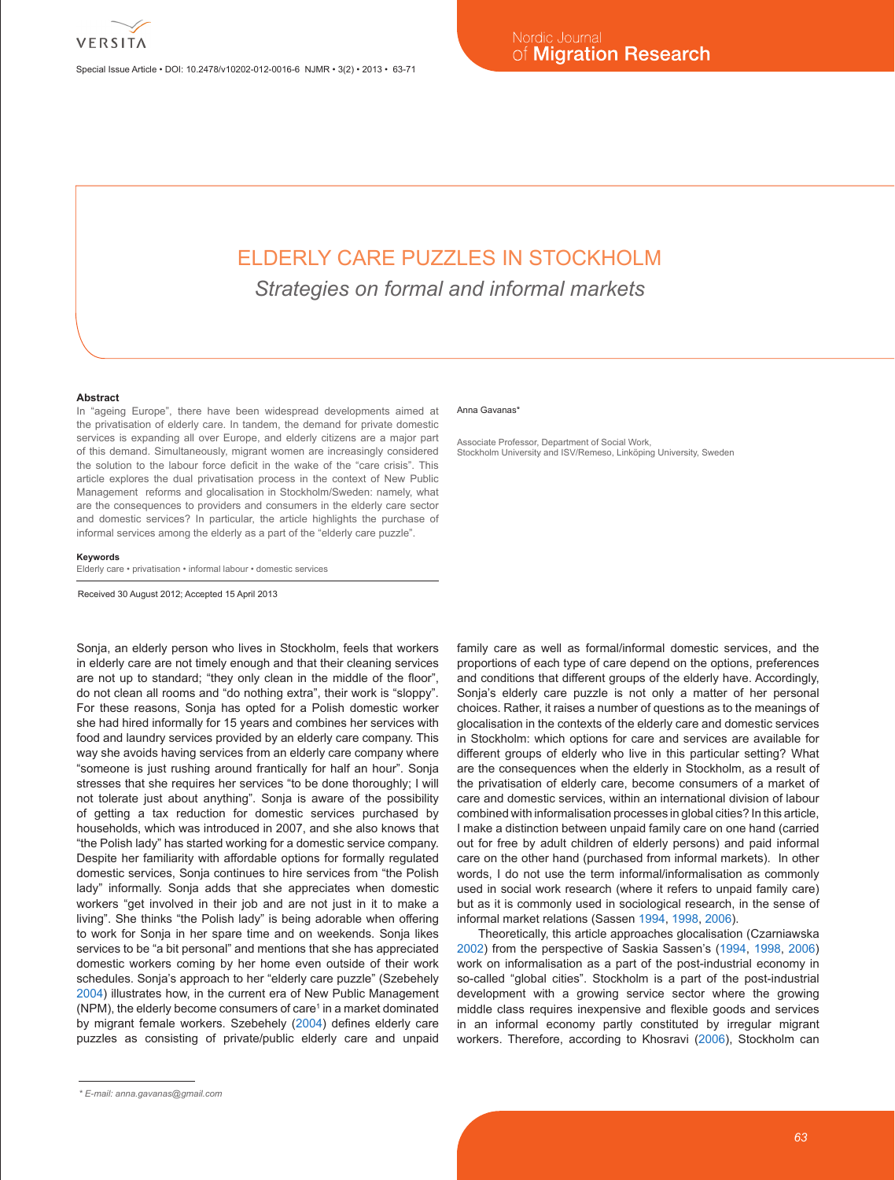# ELDERLY CARE PUZZLES IN STOCKHOLM

*Strategies on formal and informal markets*

Anna Gavanas*

Associate Professor, Department of Social Work, Stockholm University and ISV/Remeso, Linköping University, Sweden

**Abstract**

In "ageing Europe", there have been widespread developments aimed at the privatisation of elderly care. In tandem, the demand for private domestic services is expanding all over Europe, and elderly citizens are a major part of this demand. Simultaneously, migrant women are increasingly considered the solution to the labour force deficit in the wake of the "care crisis". This article explores the dual privatisation process in the context of New Public Management reforms and glocalisation in Stockholm/Sweden: namely, what are the consequences to providers and consumers in the elderly care sector and domestic services? In particular, the article highlights the purchase of informal services among the elderly as a part of the "elderly care puzzle".

**Keywords**

Elderly care • privatisation • informal labour • domestic services

Received 30 August 2012; Accepted 15 April 2013

Sonja, an elderly person who lives in Stockholm, feels that workers in elderly care are not timely enough and that their cleaning services are not up to standard; "they only clean in the middle of the floor", do not clean all rooms and "do nothing extra", their work is "sloppy". For these reasons, Sonja has opted for a Polish domestic worker she had hired informally for 15 years and combines her services with food and laundry services provided by an elderly care company. This way she avoids having services from an elderly care company where "someone is just rushing around frantically for half an hour". Sonja stresses that she requires her services "to be done thoroughly; I will not tolerate just about anything". Sonja is aware of the possibility of getting a tax reduction for domestic services purchased by households, which was introduced in 2007, and she also knows that "the Polish lady" has started working for a domestic service company. Despite her familiarity with affordable options for formally regulated domestic services, Sonja continues to hire services from "the Polish lady" informally. Sonja adds that she appreciates when domestic workers "get involved in their job and are not just in it to make a living". She thinks "the Polish lady" is being adorable when offering to work for Sonja in her spare time and on weekends. Sonja likes services to be "a bit personal" and mentions that she has appreciated domestic workers coming by her home even outside of their work schedules. Sonja's approach to her "elderly care puzzle" (Szebehely 2004) illustrates how, in the current era of New Public Management (NPM), the elderly become consumers of care[1] in a market dominated by migrant female workers. Szebehely (2004) defines elderly care puzzles as consisting of private/public elderly care and unpaid family care as well as formal/informal domestic services, and the proportions of each type of care depend on the options, preferences and conditions that different groups of the elderly have. Accordingly, Sonja's elderly care puzzle is not only a matter of her personal choices. Rather, it raises a number of questions as to the meanings of glocalisation in the contexts of the elderly care and domestic services in Stockholm: which options for care and services are available for different groups of elderly who live in this particular setting? What are the consequences when the elderly in Stockholm, as a result of the privatisation of elderly care, become consumers of a market of care and domestic services, within an international division of labour combined with informalisation processes in global cities? In this article, I make a distinction between unpaid family care on one hand (carried out for free by adult children of elderly persons) and paid informal care on the other hand (purchased from informal markets). In other words, I do not use the term informal/informalisation as commonly used in social work research (where it refers to unpaid family care) but as it is commonly used in sociological research, in the sense of informal market relations (Sassen 1994, 1998, 2006).

Theoretically, this article approaches glocalisation (Czarniawska 2002) from the perspective of Saskia Sassen's (1994, 1998, 2006) work on informalisation as a part of the post-industrial economy in so-called "global cities". Stockholm is a part of the post-industrial development with a growing service sector where the growing middle class requires inexpensive and flexible goods and services in an informal economy partly constituted by irregular migrant workers. Therefore, according to Khosravi (2006), Stockholm can

\* E-mail: anna.gavanas@gmail.com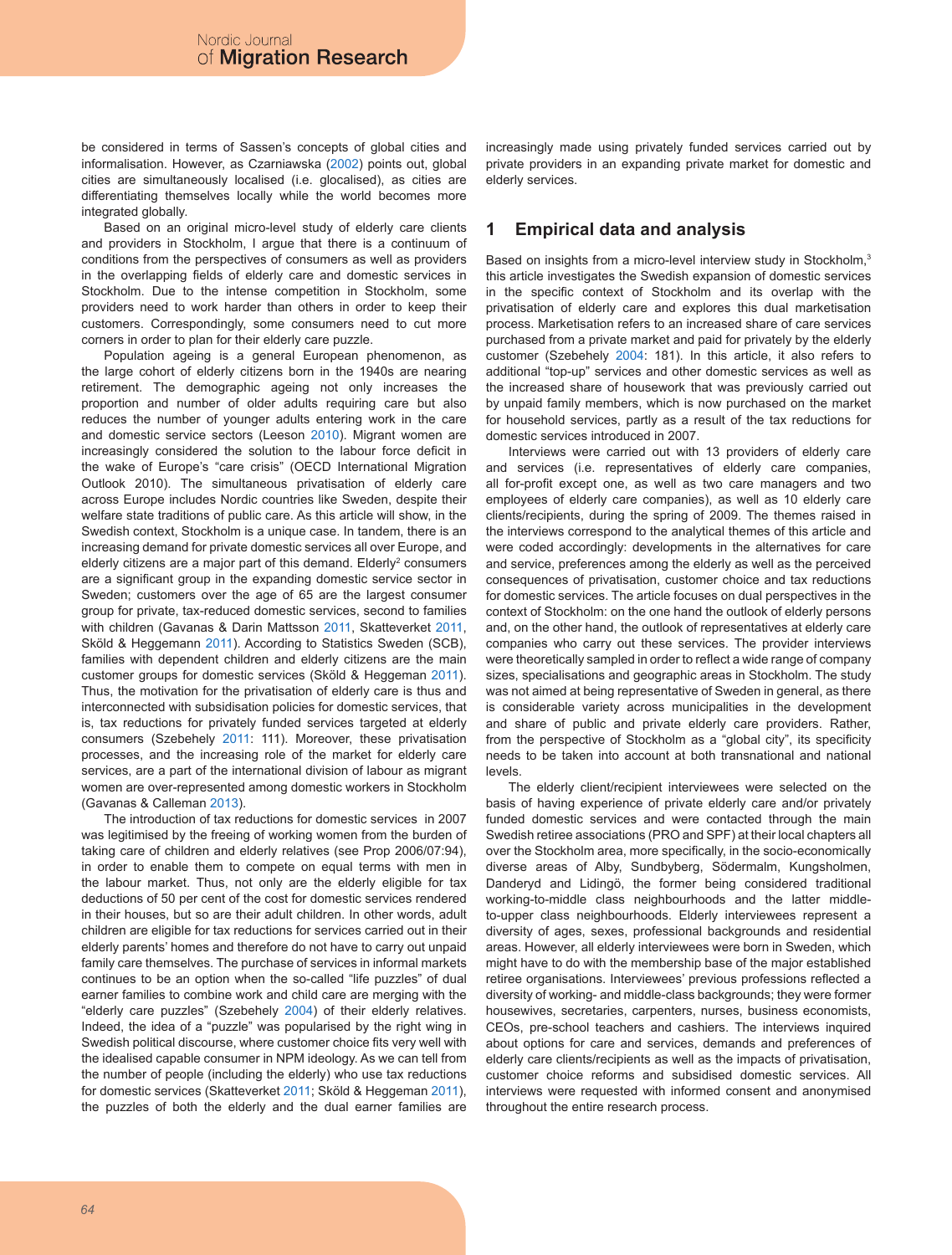be considered in terms of Sassen's concepts of global cities and informalisation. However, as Czarniawska (2002) points out, global cities are simultaneously localised (i.e. glocalised), as cities are differentiating themselves locally while the world becomes more integrated globally.

Based on an original micro-level study of elderly care clients and providers in Stockholm, I argue that there is a continuum of conditions from the perspectives of consumers as well as providers in the overlapping fields of elderly care and domestic services in Stockholm. Due to the intense competition in Stockholm, some providers need to work harder than others in order to keep their customers. Correspondingly, some consumers need to cut more corners in order to plan for their elderly care puzzle.

Population ageing is a general European phenomenon, as the large cohort of elderly citizens born in the 1940s are nearing retirement. The demographic ageing not only increases the proportion and number of older adults requiring care but also reduces the number of younger adults entering work in the care and domestic service sectors (Leeson 2010). Migrant women are increasingly considered the solution to the labour force deficit in the wake of Europe's "care crisis" (OECD International Migration Outlook 2010). The simultaneous privatisation of elderly care across Europe includes Nordic countries like Sweden, despite their welfare state traditions of public care. As this article will show, in the Swedish context, Stockholm is a unique case. In tandem, there is an increasing demand for private domestic services all over Europe, and elderly citizens are a major part of this demand. Elderly[2] consumers are a significant group in the expanding domestic service sector in Sweden; customers over the age of 65 are the largest consumer group for private, tax-reduced domestic services, second to families with children (Gavanas & Darin Mattsson 2011, Skatteverket 2011, Sköld & Heggemann 2011). According to Statistics Sweden (SCB), families with dependent children and elderly citizens are the main customer groups for domestic services (Sköld & Heggeman 2011). Thus, the motivation for the privatisation of elderly care is thus and interconnected with subsidisation policies for domestic services, that is, tax reductions for privately funded services targeted at elderly consumers (Szebehely 2011: 111). Moreover, these privatisation processes, and the increasing role of the market for elderly care services, are a part of the international division of labour as migrant women are over-represented among domestic workers in Stockholm (Gavanas & Calleman 2013).

The introduction of tax reductions for domestic services in 2007 was legitimised by the freeing of working women from the burden of taking care of children and elderly relatives (see Prop 2006/07:94), in order to enable them to compete on equal terms with men in the labour market. Thus, not only are the elderly eligible for tax deductions of 50 per cent of the cost for domestic services rendered in their houses, but so are their adult children. In other words, adult children are eligible for tax reductions for services carried out in their elderly parents' homes and therefore do not have to carry out unpaid family care themselves. The purchase of services in informal markets continues to be an option when the so-called "life puzzles" of dual earner families to combine work and child care are merging with the "elderly care puzzles" (Szebehely 2004) of their elderly relatives. Indeed, the idea of a "puzzle" was popularised by the right wing in Swedish political discourse, where customer choice fits very well with the idealised capable consumer in NPM ideology. As we can tell from the number of people (including the elderly) who use tax reductions for domestic services (Skatteverket 2011; Sköld & Heggeman 2011), the puzzles of both the elderly and the dual earner families are increasingly made using privately funded services carried out by private providers in an expanding private market for domestic and elderly services.

## 1 Empirical data and analysis

Based on insights from a micro-level interview study in Stockholm,[3] this article investigates the Swedish expansion of domestic services in the specific context of Stockholm and its overlap with the privatisation of elderly care and explores this dual marketisation process. Marketisation refers to an increased share of care services purchased from a private market and paid for privately by the elderly customer (Szebehely 2004: 181). In this article, it also refers to additional "top-up" services and other domestic services as well as the increased share of housework that was previously carried out by unpaid family members, which is now purchased on the market for household services, partly as a result of the tax reductions for domestic services introduced in 2007.

Interviews were carried out with 13 providers of elderly care and services (i.e. representatives of elderly care companies, all for-profit except one, as well as two care managers and two employees of elderly care companies), as well as 10 elderly care clients/recipients, during the spring of 2009. The themes raised in the interviews correspond to the analytical themes of this article and were coded accordingly: developments in the alternatives for care and service, preferences among the elderly as well as the perceived consequences of privatisation, customer choice and tax reductions for domestic services. The article focuses on dual perspectives in the context of Stockholm: on the one hand the outlook of elderly persons and, on the other hand, the outlook of representatives at elderly care companies who carry out these services. The provider interviews were theoretically sampled in order to reflect a wide range of company sizes, specialisations and geographic areas in Stockholm. The study was not aimed at being representative of Sweden in general, as there is considerable variety across municipalities in the development and share of public and private elderly care providers. Rather, from the perspective of Stockholm as a "global city", its specificity needs to be taken into account at both transnational and national levels.

The elderly client/recipient interviewees were selected on the basis of having experience of private elderly care and/or privately funded domestic services and were contacted through the main Swedish retiree associations (PRO and SPF) at their local chapters all over the Stockholm area, more specifically, in the socio-economically diverse areas of Alby, Sundbyberg, Södermalm, Kungsholmen, Danderyd and Lidingö, the former being considered traditional working-to-middle class neighbourhoods and the latter middle-to-upper class neighbourhoods. Elderly interviewees represent a diversity of ages, sexes, professional backgrounds and residential areas. However, all elderly interviewees were born in Sweden, which might have to do with the membership base of the major established retiree organisations. Interviewees' previous professions reflected a diversity of working- and middle-class backgrounds; they were former housewives, secretaries, carpenters, nurses, business economists, CEOs, pre-school teachers and cashiers. The interviews inquired about options for care and services, demands and preferences of elderly care clients/recipients as well as the impacts of privatisation, customer choice reforms and subsidised domestic services. All interviews were requested with informed consent and anonymised throughout the entire research process.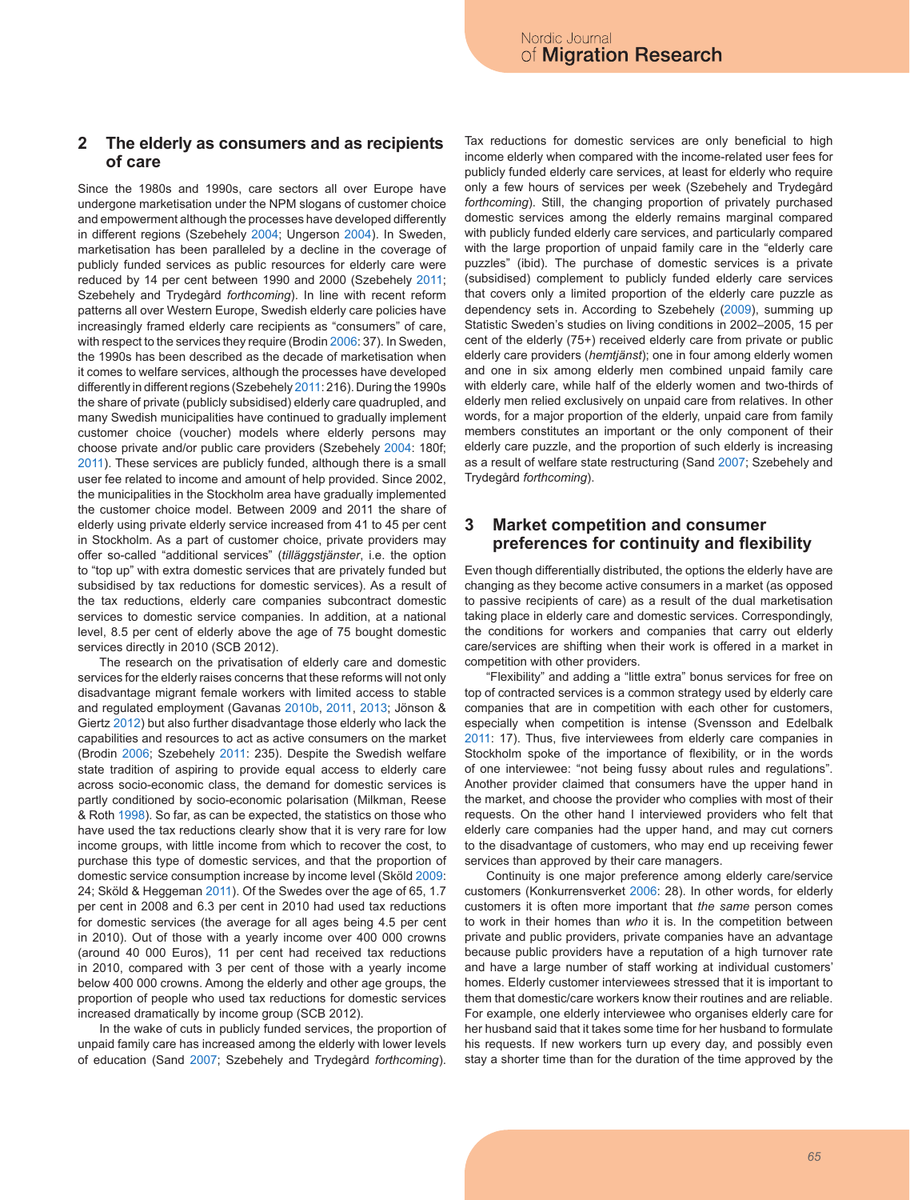## 2 The elderly as consumers and as recipients of care

Since the 1980s and 1990s, care sectors all over Europe have undergone marketisation under the NPM slogans of customer choice and empowerment although the processes have developed differently in different regions (Szebehely 2004; Ungerson 2004). In Sweden, marketisation has been paralleled by a decline in the coverage of publicly funded services as public resources for elderly care were reduced by 14 per cent between 1990 and 2000 (Szebehely 2011; Szebehely and Trydegård *forthcoming*). In line with recent reform patterns all over Western Europe, Swedish elderly care policies have increasingly framed elderly care recipients as "consumers" of care, with respect to the services they require (Brodin 2006: 37). In Sweden, the 1990s has been described as the decade of marketisation when it comes to welfare services, although the processes have developed differently in different regions (Szebehely 2011: 216). During the 1990s the share of private (publicly subsidised) elderly care quadrupled, and many Swedish municipalities have continued to gradually implement customer choice (voucher) models where elderly persons may choose private and/or public care providers (Szebehely 2004: 180f; 2011). These services are publicly funded, although there is a small user fee related to income and amount of help provided. Since 2002, the municipalities in the Stockholm area have gradually implemented the customer choice model. Between 2009 and 2011 the share of elderly using private elderly service increased from 41 to 45 per cent in Stockholm. As a part of customer choice, private providers may offer so-called "additional services" (*tilläggstjänster*, i.e. the option to "top up" with extra domestic services that are privately funded but subsidised by tax reductions for domestic services). As a result of the tax reductions, elderly care companies subcontract domestic services to domestic service companies. In addition, at a national level, 8.5 per cent of elderly above the age of 75 bought domestic services directly in 2010 (SCB 2012).

The research on the privatisation of elderly care and domestic services for the elderly raises concerns that these reforms will not only disadvantage migrant female workers with limited access to stable and regulated employment (Gavanas 2010b, 2011, 2013; Jönson & Giertz 2012) but also further disadvantage those elderly who lack the capabilities and resources to act as active consumers on the market (Brodin 2006; Szebehely 2011: 235). Despite the Swedish welfare state tradition of aspiring to provide equal access to elderly care across socio-economic class, the demand for domestic services is partly conditioned by socio-economic polarisation (Milkman, Reese & Roth 1998). So far, as can be expected, the statistics on those who have used the tax reductions clearly show that it is very rare for low income groups, with little income from which to recover the cost, to purchase this type of domestic services, and that the proportion of domestic service consumption increase by income level (Sköld 2009: 24; Sköld & Heggeman 2011). Of the Swedes over the age of 65, 1.7 per cent in 2008 and 6.3 per cent in 2010 had used tax reductions for domestic services (the average for all ages being 4.5 per cent in 2010). Out of those with a yearly income over 400 000 crowns (around 40 000 Euros), 11 per cent had received tax reductions in 2010, compared with 3 per cent of those with a yearly income below 400 000 crowns. Among the elderly and other age groups, the proportion of people who used tax reductions for domestic services increased dramatically by income group (SCB 2012).

In the wake of cuts in publicly funded services, the proportion of unpaid family care has increased among the elderly with lower levels of education (Sand 2007; Szebehely and Trydegård *forthcoming*). Tax reductions for domestic services are only beneficial to high income elderly when compared with the income-related user fees for publicly funded elderly care services, at least for elderly who require only a few hours of services per week (Szebehely and Trydegård *forthcoming*). Still, the changing proportion of privately purchased domestic services among the elderly remains marginal compared with publicly funded elderly care services, and particularly compared with the large proportion of unpaid family care in the "elderly care puzzles" (ibid). The purchase of domestic services is a private (subsidised) complement to publicly funded elderly care services that covers only a limited proportion of the elderly care puzzle as dependency sets in. According to Szebehely (2009), summing up Statistic Sweden's studies on living conditions in 2002–2005, 15 per cent of the elderly (75+) received elderly care from private or public elderly care providers (*hemtjänst*); one in four among elderly women and one in six among elderly men combined unpaid family care with elderly care, while half of the elderly women and two-thirds of elderly men relied exclusively on unpaid care from relatives. In other words, for a major proportion of the elderly, unpaid care from family members constitutes an important or the only component of their elderly care puzzle, and the proportion of such elderly is increasing as a result of welfare state restructuring (Sand 2007; Szebehely and Trydegård *forthcoming*).

## 3 Market competition and consumer preferences for continuity and flexibility

Even though differentially distributed, the options the elderly have are changing as they become active consumers in a market (as opposed to passive recipients of care) as a result of the dual marketisation taking place in elderly care and domestic services. Correspondingly, the conditions for workers and companies that carry out elderly care/services are shifting when their work is offered in a market in competition with other providers.

"Flexibility" and adding a "little extra" bonus services for free on top of contracted services is a common strategy used by elderly care companies that are in competition with each other for customers, especially when competition is intense (Svensson and Edelbalk 2011: 17). Thus, five interviewees from elderly care companies in Stockholm spoke of the importance of flexibility, or in the words of one interviewee: "not being fussy about rules and regulations". Another provider claimed that consumers have the upper hand in the market, and choose the provider who complies with most of their requests. On the other hand I interviewed providers who felt that elderly care companies had the upper hand, and may cut corners to the disadvantage of customers, who may end up receiving fewer services than approved by their care managers.

Continuity is one major preference among elderly care/service customers (Konkurrensverket 2006: 28). In other words, for elderly customers it is often more important that *the same* person comes to work in their homes than *who* it is. In the competition between private and public providers, private companies have an advantage because public providers have a reputation of a high turnover rate and have a large number of staff working at individual customers' homes. Elderly customer interviewees stressed that it is important to them that domestic/care workers know their routines and are reliable. For example, one elderly interviewee who organises elderly care for her husband said that it takes some time for her husband to formulate his requests. If new workers turn up every day, and possibly even stay a shorter time than for the duration of the time approved by the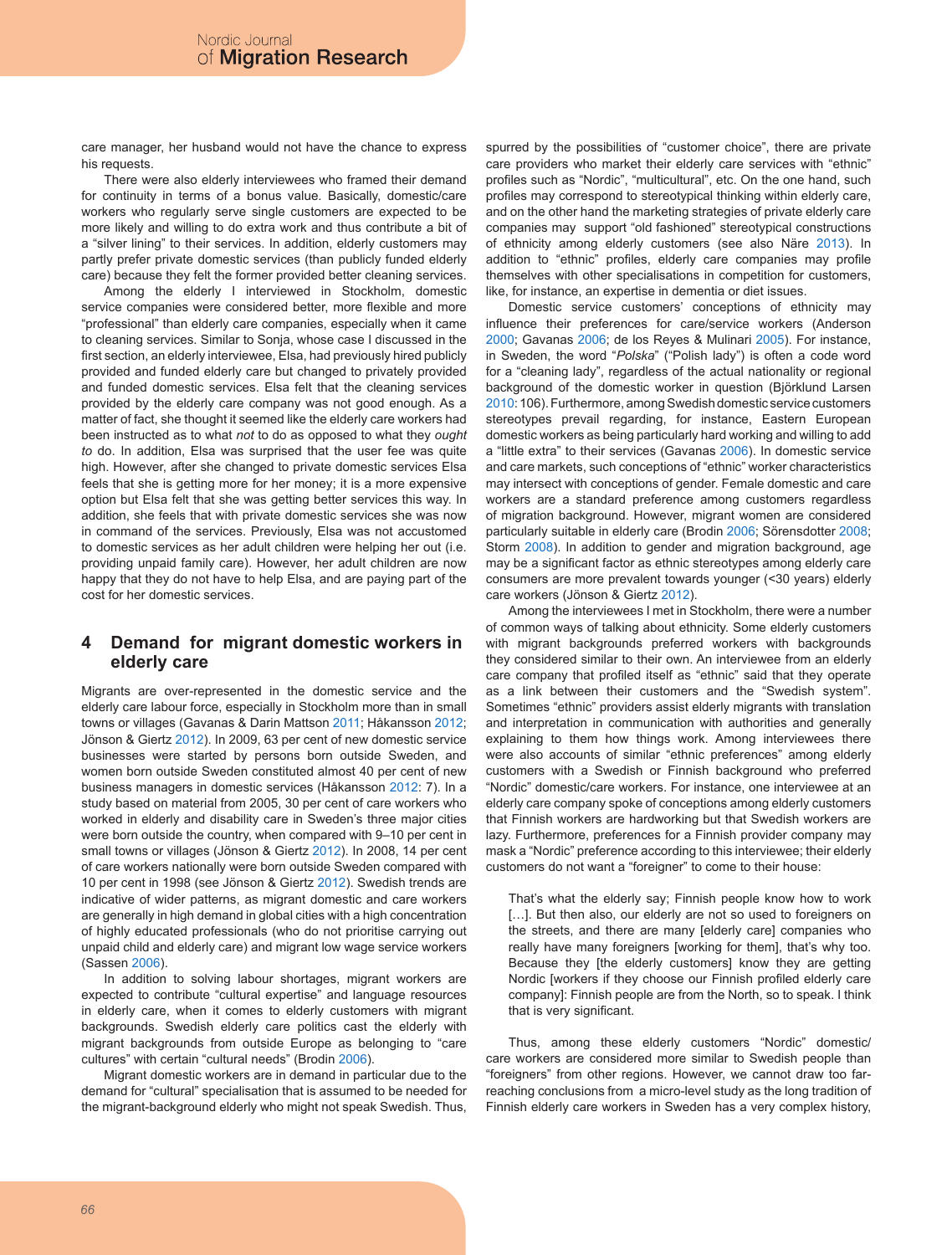care manager, her husband would not have the chance to express his requests.

There were also elderly interviewees who framed their demand for continuity in terms of a bonus value. Basically, domestic/care workers who regularly serve single customers are expected to be more likely and willing to do extra work and thus contribute a bit of a "silver lining" to their services. In addition, elderly customers may partly prefer private domestic services (than publicly funded elderly care) because they felt the former provided better cleaning services.

Among the elderly I interviewed in Stockholm, domestic service companies were considered better, more flexible and more "professional" than elderly care companies, especially when it came to cleaning services. Similar to Sonja, whose case I discussed in the first section, an elderly interviewee, Elsa, had previously hired publicly provided and funded elderly care but changed to privately provided and funded domestic services. Elsa felt that the cleaning services provided by the elderly care company was not good enough. As a matter of fact, she thought it seemed like the elderly care workers had been instructed as to what *not* to do as opposed to what they *ought to* do. In addition, Elsa was surprised that the user fee was quite high. However, after she changed to private domestic services Elsa feels that she is getting more for her money; it is a more expensive option but Elsa felt that she was getting better services this way. In addition, she feels that with private domestic services she was now in command of the services. Previously, Elsa was not accustomed to domestic services as her adult children were helping her out (i.e. providing unpaid family care). However, her adult children are now happy that they do not have to help Elsa, and are paying part of the cost for her domestic services.

## 4 Demand for migrant domestic workers in elderly care

Migrants are over-represented in the domestic service and the elderly care labour force, especially in Stockholm more than in small towns or villages (Gavanas & Darin Mattson 2011; Håkansson 2012; Jönson & Giertz 2012). In 2009, 63 per cent of new domestic service businesses were started by persons born outside Sweden, and women born outside Sweden constituted almost 40 per cent of new business managers in domestic services (Håkansson 2012: 7). In a study based on material from 2005, 30 per cent of care workers who worked in elderly and disability care in Sweden's three major cities were born outside the country, when compared with 9–10 per cent in small towns or villages (Jönson & Giertz 2012). In 2008, 14 per cent of care workers nationally were born outside Sweden compared with 10 per cent in 1998 (see Jönson & Giertz 2012). Swedish trends are indicative of wider patterns, as migrant domestic and care workers are generally in high demand in global cities with a high concentration of highly educated professionals (who do not prioritise carrying out unpaid child and elderly care) and migrant low wage service workers (Sassen 2006).

In addition to solving labour shortages, migrant workers are expected to contribute "cultural expertise" and language resources in elderly care, when it comes to elderly customers with migrant backgrounds. Swedish elderly care politics cast the elderly with migrant backgrounds from outside Europe as belonging to "care cultures" with certain "cultural needs" (Brodin 2006).

Migrant domestic workers are in demand in particular due to the demand for "cultural" specialisation that is assumed to be needed for the migrant-background elderly who might not speak Swedish. Thus, spurred by the possibilities of "customer choice", there are private care providers who market their elderly care services with "ethnic" profiles such as "Nordic", "multicultural", etc. On the one hand, such profiles may correspond to stereotypical thinking within elderly care, and on the other hand the marketing strategies of private elderly care companies may support "old fashioned" stereotypical constructions of ethnicity among elderly customers (see also Näre 2013). In addition to "ethnic" profiles, elderly care companies may profile themselves with other specialisations in competition for customers, like, for instance, an expertise in dementia or diet issues.

Domestic service customers' conceptions of ethnicity may influence their preferences for care/service workers (Anderson 2000; Gavanas 2006; de los Reyes & Mulinari 2005). For instance, in Sweden, the word "*Polska*" ("Polish lady") is often a code word for a "cleaning lady", regardless of the actual nationality or regional background of the domestic worker in question (Björklund Larsen 2010: 106). Furthermore, among Swedish domestic service customers stereotypes prevail regarding, for instance, Eastern European domestic workers as being particularly hard working and willing to add a "little extra" to their services (Gavanas 2006). In domestic service and care markets, such conceptions of "ethnic" worker characteristics may intersect with conceptions of gender. Female domestic and care workers are a standard preference among customers regardless of migration background. However, migrant women are considered particularly suitable in elderly care (Brodin 2006; Sörensdotter 2008; Storm 2008). In addition to gender and migration background, age may be a significant factor as ethnic stereotypes among elderly care consumers are more prevalent towards younger (<30 years) elderly care workers (Jönson & Giertz 2012).

Among the interviewees I met in Stockholm, there were a number of common ways of talking about ethnicity. Some elderly customers with migrant backgrounds preferred workers with backgrounds they considered similar to their own. An interviewee from an elderly care company that profiled itself as "ethnic" said that they operate as a link between their customers and the "Swedish system". Sometimes "ethnic" providers assist elderly migrants with translation and interpretation in communication with authorities and generally explaining to them how things work. Among interviewees there were also accounts of similar "ethnic preferences" among elderly customers with a Swedish or Finnish background who preferred "Nordic" domestic/care workers. For instance, one interviewee at an elderly care company spoke of conceptions among elderly customers that Finnish workers are hardworking but that Swedish workers are lazy. Furthermore, preferences for a Finnish provider company may mask a "Nordic" preference according to this interviewee; their elderly customers do not want a "foreigner" to come to their house:

> That's what the elderly say; Finnish people know how to work […]. But then also, our elderly are not so used to foreigners on the streets, and there are many [elderly care] companies who really have many foreigners [working for them], that's why too. Because they [the elderly customers] know they are getting Nordic [workers if they choose our Finnish profiled elderly care company]: Finnish people are from the North, so to speak. I think that is very significant.

Thus, among these elderly customers "Nordic" domestic/care workers are considered more similar to Swedish people than "foreigners" from other regions. However, we cannot draw too far-reaching conclusions from a micro-level study as the long tradition of Finnish elderly care workers in Sweden has a very complex history,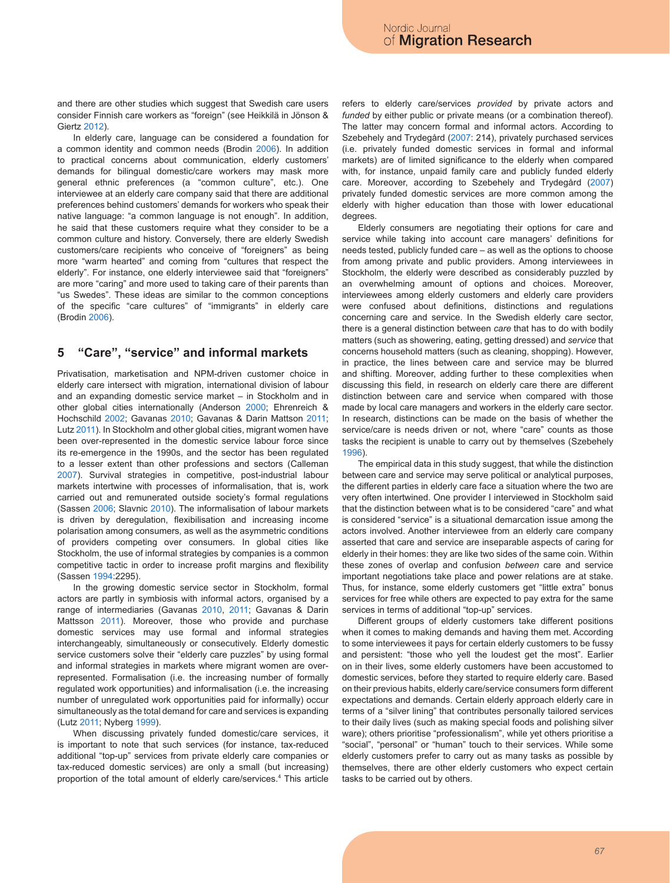and there are other studies which suggest that Swedish care users consider Finnish care workers as "foreign" (see Heikkilä in Jönson & Giertz 2012).

In elderly care, language can be considered a foundation for a common identity and common needs (Brodin 2006). In addition to practical concerns about communication, elderly customers' demands for bilingual domestic/care workers may mask more general ethnic preferences (a "common culture", etc.). One interviewee at an elderly care company said that there are additional preferences behind customers' demands for workers who speak their native language: "a common language is not enough". In addition, he said that these customers require what they consider to be a common culture and history. Conversely, there are elderly Swedish customers/care recipients who conceive of "foreigners" as being more "warm hearted" and coming from "cultures that respect the elderly". For instance, one elderly interviewee said that "foreigners" are more "caring" and more used to taking care of their parents than "us Swedes". These ideas are similar to the common conceptions of the specific "care cultures" of "immigrants" in elderly care (Brodin 2006).

## 5 "Care", "service" and informal markets

Privatisation, marketisation and NPM-driven customer choice in elderly care intersect with migration, international division of labour and an expanding domestic service market – in Stockholm and in other global cities internationally (Anderson 2000; Ehrenreich & Hochschild 2002; Gavanas 2010; Gavanas & Darin Mattson 2011; Lutz 2011). In Stockholm and other global cities, migrant women have been over-represented in the domestic service labour force since its re-emergence in the 1990s, and the sector has been regulated to a lesser extent than other professions and sectors (Calleman 2007). Survival strategies in competitive, post-industrial labour markets intertwine with processes of informalisation, that is, work carried out and remunerated outside society's formal regulations (Sassen 2006; Slavnic 2010). The informalisation of labour markets is driven by deregulation, flexibilisation and increasing income polarisation among consumers, as well as the asymmetric conditions of providers competing over consumers. In global cities like Stockholm, the use of informal strategies by companies is a common competitive tactic in order to increase profit margins and flexibility (Sassen 1994:2295).

In the growing domestic service sector in Stockholm, formal actors are partly in symbiosis with informal actors, organised by a range of intermediaries (Gavanas 2010, 2011; Gavanas & Darin Mattsson 2011). Moreover, those who provide and purchase domestic services may use formal and informal strategies interchangeably, simultaneously or consecutively. Elderly domestic service customers solve their "elderly care puzzles" by using formal and informal strategies in markets where migrant women are over-represented. Formalisation (i.e. the increasing number of formally regulated work opportunities) and informalisation (i.e. the increasing number of unregulated work opportunities paid for informally) occur simultaneously as the total demand for care and services is expanding (Lutz 2011; Nyberg 1999).

When discussing privately funded domestic/care services, it is important to note that such services (for instance, tax-reduced additional "top-up" services from private elderly care companies or tax-reduced domestic services) are only a small (but increasing) proportion of the total amount of elderly care/services.[4] This article refers to elderly care/services *provided* by private actors and *funded* by either public or private means (or a combination thereof). The latter may concern formal and informal actors. According to Szebehely and Trydegård (2007: 214), privately purchased services (i.e. privately funded domestic services in formal and informal markets) are of limited significance to the elderly when compared with, for instance, unpaid family care and publicly funded elderly care. Moreover, according to Szebehely and Trydegård (2007) privately funded domestic services are more common among the elderly with higher education than those with lower educational degrees.

Elderly consumers are negotiating their options for care and service while taking into account care managers' definitions for needs tested, publicly funded care – as well as the options to choose from among private and public providers. Among interviewees in Stockholm, the elderly were described as considerably puzzled by an overwhelming amount of options and choices. Moreover, interviewees among elderly customers and elderly care providers were confused about definitions, distinctions and regulations concerning care and service. In the Swedish elderly care sector, there is a general distinction between *care* that has to do with bodily matters (such as showering, eating, getting dressed) and *service* that concerns household matters (such as cleaning, shopping). However, in practice, the lines between care and service may be blurred and shifting. Moreover, adding further to these complexities when discussing this field, in research on elderly care there are different distinction between care and service when compared with those made by local care managers and workers in the elderly care sector. In research, distinctions can be made on the basis of whether the service/care is needs driven or not, where "care" counts as those tasks the recipient is unable to carry out by themselves (Szebehely 1996).

The empirical data in this study suggest, that while the distinction between care and service may serve political or analytical purposes, the different parties in elderly care face a situation where the two are very often intertwined. One provider I interviewed in Stockholm said that the distinction between what is to be considered "care" and what is considered "service" is a situational demarcation issue among the actors involved. Another interviewee from an elderly care company asserted that care and service are inseparable aspects of caring for elderly in their homes: they are like two sides of the same coin. Within these zones of overlap and confusion *between* care and service important negotiations take place and power relations are at stake. Thus, for instance, some elderly customers get "little extra" bonus services for free while others are expected to pay extra for the same services in terms of additional "top-up" services.

Different groups of elderly customers take different positions when it comes to making demands and having them met. According to some interviewees it pays for certain elderly customers to be fussy and persistent: "those who yell the loudest get the most". Earlier on in their lives, some elderly customers have been accustomed to domestic services, before they started to require elderly care. Based on their previous habits, elderly care/service consumers form different expectations and demands. Certain elderly approach elderly care in terms of a "silver lining" that contributes personally tailored services to their daily lives (such as making special foods and polishing silver ware); others prioritise "professionalism", while yet others prioritise a "social", "personal" or "human" touch to their services. While some elderly customers prefer to carry out as many tasks as possible by themselves, there are other elderly customers who expect certain tasks to be carried out by others.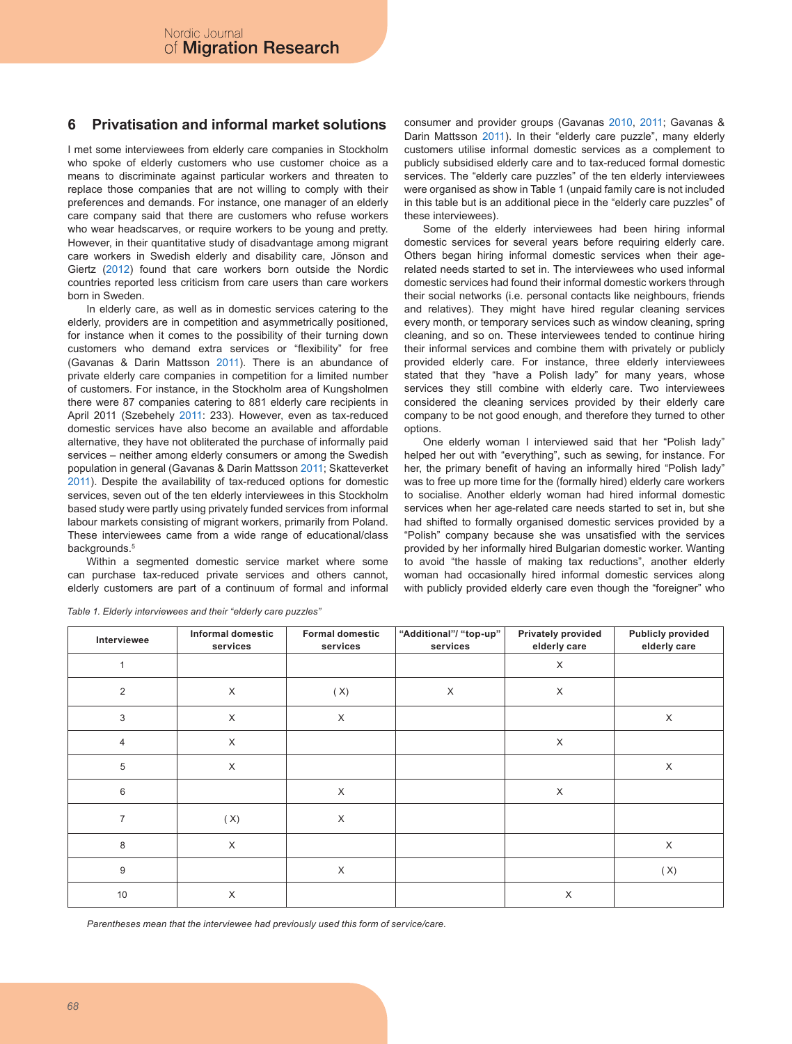## 6 Privatisation and informal market solutions

I met some interviewees from elderly care companies in Stockholm who spoke of elderly customers who use customer choice as a means to discriminate against particular workers and threaten to replace those companies that are not willing to comply with their preferences and demands. For instance, one manager of an elderly care company said that there are customers who refuse workers who wear headscarves, or require workers to be young and pretty. However, in their quantitative study of disadvantage among migrant care workers in Swedish elderly and disability care, Jönson and Giertz (2012) found that care workers born outside the Nordic countries reported less criticism from care users than care workers born in Sweden.

In elderly care, as well as in domestic services catering to the elderly, providers are in competition and asymmetrically positioned, for instance when it comes to the possibility of their turning down customers who demand extra services or "flexibility" for free (Gavanas & Darin Mattsson 2011). There is an abundance of private elderly care companies in competition for a limited number of customers. For instance, in the Stockholm area of Kungsholmen there were 87 companies catering to 881 elderly care recipients in April 2011 (Szebehely 2011: 233). However, even as tax-reduced domestic services have also become an available and affordable alternative, they have not obliterated the purchase of informally paid services – neither among elderly consumers or among the Swedish population in general (Gavanas & Darin Mattsson 2011; Skatteverket 2011). Despite the availability of tax-reduced options for domestic services, seven out of the ten elderly interviewees in this Stockholm based study were partly using privately funded services from informal labour markets consisting of migrant workers, primarily from Poland. These interviewees came from a wide range of educational/class backgrounds.[5]

Within a segmented domestic service market where some can purchase tax-reduced private services and others cannot, elderly customers are part of a continuum of formal and informal consumer and provider groups (Gavanas 2010, 2011; Gavanas & Darin Mattsson 2011). In their "elderly care puzzle", many elderly customers utilise informal domestic services as a complement to publicly subsidised elderly care and to tax-reduced formal domestic services. The "elderly care puzzles" of the ten elderly interviewees were organised as show in Table 1 (unpaid family care is not included in this table but is an additional piece in the "elderly care puzzles" of these interviewees).

Some of the elderly interviewees had been hiring informal domestic services for several years before requiring elderly care. Others began hiring informal domestic services when their age-related needs started to set in. The interviewees who used informal domestic services had found their informal domestic workers through their social networks (i.e. personal contacts like neighbours, friends and relatives). They might have hired regular cleaning services every month, or temporary services such as window cleaning, spring cleaning, and so on. These interviewees tended to continue hiring their informal services and combine them with privately or publicly provided elderly care. For instance, three elderly interviewees stated that they "have a Polish lady" for many years, whose services they still combine with elderly care. Two interviewees considered the cleaning services provided by their elderly care company to be not good enough, and therefore they turned to other options.

One elderly woman I interviewed said that her "Polish lady" helped her out with "everything", such as sewing, for instance. For her, the primary benefit of having an informally hired "Polish lady" was to free up more time for the (formally hired) elderly care workers to socialise. Another elderly woman had hired informal domestic services when her age-related care needs started to set in, but she had shifted to formally organised domestic services provided by a "Polish" company because she was unsatisfied with the services provided by her informally hired Bulgarian domestic worker. Wanting to avoid "the hassle of making tax reductions", another elderly woman had occasionally hired informal domestic services along with publicly provided elderly care even though the "foreigner" who

*Table 1. Elderly interviewees and their "elderly care puzzles"*

| Interviewee | Informal domestic services | Formal domestic services | "Additional"/ "top-up" services | Privately provided elderly care | Publicly provided elderly care |
|---|---|---|---|---|---|
| 1 | | | | X | |
| 2 | X | ( X) | X | X | |
| 3 | X | X | | | X |
| 4 | X | | | X | |
| 5 | X | | | | X |
| 6 | | X | | X | |
| 7 | ( X) | X | | | |
| 8 | X | | | | X |
| 9 | | X | | | ( X) |
| 10 | X | | | X | |

*Parentheses mean that the interviewee had previously used this form of service/care.*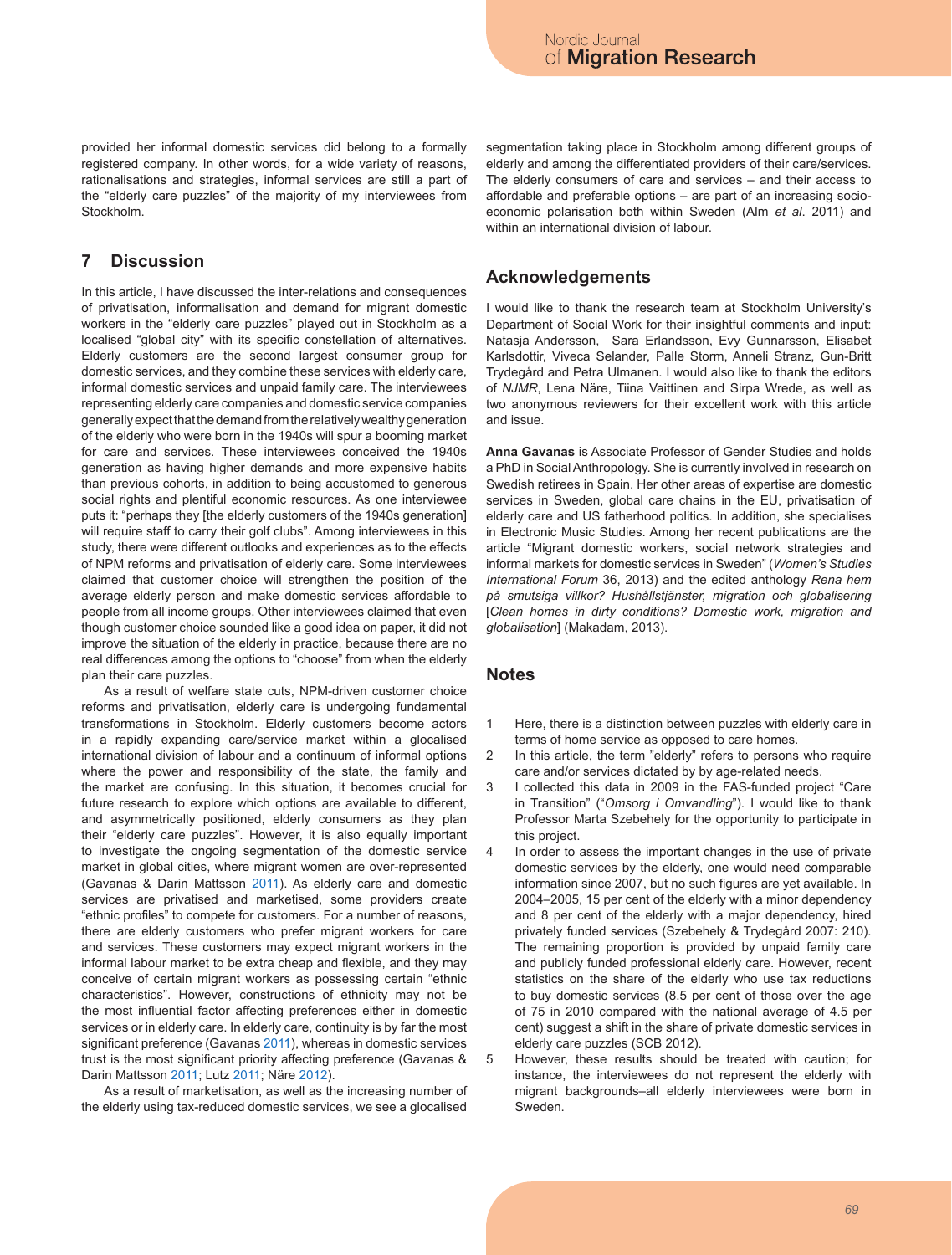provided her informal domestic services did belong to a formally registered company. In other words, for a wide variety of reasons, rationalisations and strategies, informal services are still a part of the "elderly care puzzles" of the majority of my interviewees from Stockholm.

## 7 Discussion

In this article, I have discussed the inter-relations and consequences of privatisation, informalisation and demand for migrant domestic workers in the "elderly care puzzles" played out in Stockholm as a localised "global city" with its specific constellation of alternatives. Elderly customers are the second largest consumer group for domestic services, and they combine these services with elderly care, informal domestic services and unpaid family care. The interviewees representing elderly care companies and domestic service companies generally expect that the demand from the relatively wealthy generation of the elderly who were born in the 1940s will spur a booming market for care and services. These interviewees conceived the 1940s generation as having higher demands and more expensive habits than previous cohorts, in addition to being accustomed to generous social rights and plentiful economic resources. As one interviewee puts it: "perhaps they [the elderly customers of the 1940s generation] will require staff to carry their golf clubs". Among interviewees in this study, there were different outlooks and experiences as to the effects of NPM reforms and privatisation of elderly care. Some interviewees claimed that customer choice will strengthen the position of the average elderly person and make domestic services affordable to people from all income groups. Other interviewees claimed that even though customer choice sounded like a good idea on paper, it did not improve the situation of the elderly in practice, because there are no real differences among the options to "choose" from when the elderly plan their care puzzles.

As a result of welfare state cuts, NPM-driven customer choice reforms and privatisation, elderly care is undergoing fundamental transformations in Stockholm. Elderly customers become actors in a rapidly expanding care/service market within a glocalised international division of labour and a continuum of informal options where the power and responsibility of the state, the family and the market are confusing. In this situation, it becomes crucial for future research to explore which options are available to different, and asymmetrically positioned, elderly consumers as they plan their "elderly care puzzles". However, it is also equally important to investigate the ongoing segmentation of the domestic service market in global cities, where migrant women are over-represented (Gavanas & Darin Mattsson 2011). As elderly care and domestic services are privatised and marketised, some providers create "ethnic profiles" to compete for customers. For a number of reasons, there are elderly customers who prefer migrant workers for care and services. These customers may expect migrant workers in the informal labour market to be extra cheap and flexible, and they may conceive of certain migrant workers as possessing certain "ethnic characteristics". However, constructions of ethnicity may not be the most influential factor affecting preferences either in domestic services or in elderly care. In elderly care, continuity is by far the most significant preference (Gavanas 2011), whereas in domestic services trust is the most significant priority affecting preference (Gavanas & Darin Mattsson 2011; Lutz 2011; Näre 2012).

As a result of marketisation, as well as the increasing number of the elderly using tax-reduced domestic services, we see a glocalised segmentation taking place in Stockholm among different groups of elderly and among the differentiated providers of their care/services. The elderly consumers of care and services – and their access to affordable and preferable options – are part of an increasing socio-economic polarisation both within Sweden (Alm *et al*. 2011) and within an international division of labour.

## Acknowledgements

I would like to thank the research team at Stockholm University's Department of Social Work for their insightful comments and input: Natasja Andersson, Sara Erlandsson, Evy Gunnarsson, Elisabet Karlsdottir, Viveca Selander, Palle Storm, Anneli Stranz, Gun-Britt Trydegård and Petra Ulmanen. I would also like to thank the editors of *NJMR*, Lena Näre, Tiina Vaittinen and Sirpa Wrede, as well as two anonymous reviewers for their excellent work with this article and issue.

**Anna Gavanas** is Associate Professor of Gender Studies and holds a PhD in Social Anthropology. She is currently involved in research on Swedish retirees in Spain. Her other areas of expertise are domestic services in Sweden, global care chains in the EU, privatisation of elderly care and US fatherhood politics. In addition, she specialises in Electronic Music Studies. Among her recent publications are the article "Migrant domestic workers, social network strategies and informal markets for domestic services in Sweden" (*Women's Studies International Forum* 36, 2013) and the edited anthology *Rena hem på smutsiga villkor? Hushållstjänster, migration och globalisering* [*Clean homes in dirty conditions? Domestic work, migration and globalisation*] (Makadam, 2013).

## Notes

1. Here, there is a distinction between puzzles with elderly care in terms of home service as opposed to care homes.
2. In this article, the term "elderly" refers to persons who require care and/or services dictated by by age-related needs.
3. I collected this data in 2009 in the FAS-funded project "Care in Transition" ("*Omsorg i Omvandling*"). I would like to thank Professor Marta Szebehely for the opportunity to participate in this project.
4. In order to assess the important changes in the use of private domestic services by the elderly, one would need comparable information since 2007, but no such figures are yet available. In 2004–2005, 15 per cent of the elderly with a minor dependency and 8 per cent of the elderly with a major dependency, hired privately funded services (Szebehely & Trydegård 2007: 210). The remaining proportion is provided by unpaid family care and publicly funded professional elderly care. However, recent statistics on the share of the elderly who use tax reductions to buy domestic services (8.5 per cent of those over the age of 75 in 2010 compared with the national average of 4.5 per cent) suggest a shift in the share of private domestic services in elderly care puzzles (SCB 2012).
5. However, these results should be treated with caution; for instance, the interviewees do not represent the elderly with migrant backgrounds–all elderly interviewees were born in Sweden.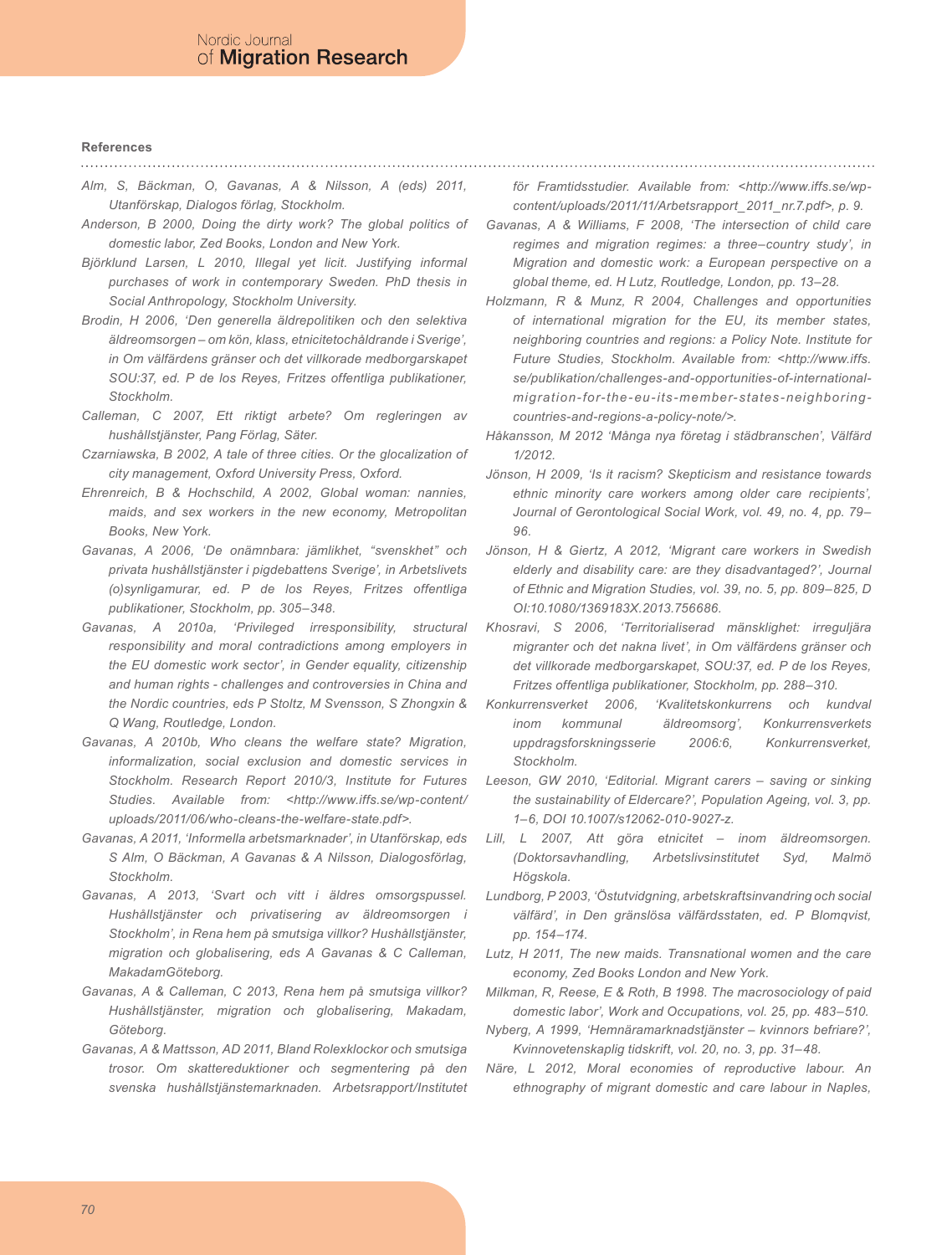### References

*Alm, S, Bäckman, O, Gavanas, A & Nilsson, A (eds) 2011, Utanförskap, Dialogos förlag, Stockholm.*

*Anderson, B 2000, Doing the dirty work? The global politics of domestic labor, Zed Books, London and New York.*

*Björklund Larsen, L 2010, Illegal yet licit. Justifying informal purchases of work in contemporary Sweden. PhD thesis in Social Anthropology, Stockholm University.*

*Brodin, H 2006, 'Den generella äldrepolitiken och den selektiva äldreomsorgen – om kön, klass, etnicitetochåldrande i Sverige', in Om välfärdens gränser och det villkorade medborgarskapet SOU:37, ed. P de los Reyes, Fritzes offentliga publikationer, Stockholm.*

*Calleman, C 2007, Ett riktigt arbete? Om regleringen av hushållstjänster, Pang Förlag, Säter.*

*Czarniawska, B 2002, A tale of three cities. Or the glocalization of city management, Oxford University Press, Oxford.*

*Ehrenreich, B & Hochschild, A 2002, Global woman: nannies, maids, and sex workers in the new economy, Metropolitan Books, New York.*

*Gavanas, A 2006, 'De onämnbara: jämlikhet, "svenskhet" och privata hushållstjänster i pigdebattens Sverige', in Arbetslivets (o)synligamurar, ed. P de los Reyes, Fritzes offentliga publikationer, Stockholm, pp. 305–348.*

*Gavanas, A 2010a, 'Privileged irresponsibility, structural responsibility and moral contradictions among employers in the EU domestic work sector', in Gender equality, citizenship and human rights - challenges and controversies in China and the Nordic countries, eds P Stoltz, M Svensson, S Zhongxin & Q Wang, Routledge, London.*

*Gavanas, A 2010b, Who cleans the welfare state? Migration, informalization, social exclusion and domestic services in Stockholm. Research Report 2010/3, Institute for Futures Studies. Available from: <http://www.iffs.se/wp-content/uploads/2011/06/who-cleans-the-welfare-state.pdf>.*

*Gavanas, A 2011, 'Informella arbetsmarknader', in Utanförskap, eds S Alm, O Bäckman, A Gavanas & A Nilsson, Dialogosförlag, Stockholm.*

*Gavanas, A 2013, 'Svart och vitt i äldres omsorgspussel. Hushållstjänster och privatisering av äldreomsorgen i Stockholm', in Rena hem på smutsiga villkor? Hushållstjänster, migration och globalisering, eds A Gavanas & C Calleman, MakadamGöteborg.*

*Gavanas, A & Calleman, C 2013, Rena hem på smutsiga villkor? Hushållstjänster, migration och globalisering, Makadam, Göteborg.*

*Gavanas, A & Mattsson, AD 2011, Bland Rolexklockor och smutsiga trosor. Om skattereduktioner och segmentering på den svenska hushållstjänstemarknaden. Arbetsrapport/Institutet för Framtidsstudier. Available from: <http://www.iffs.se/wp-content/uploads/2011/11/Arbetsrapport_2011_nr.7.pdf>, p. 9.*

*Gavanas, A & Williams, F 2008, 'The intersection of child care regimes and migration regimes: a three–country study', in Migration and domestic work: a European perspective on a global theme, ed. H Lutz, Routledge, London, pp. 13–28.*

*Holzmann, R & Munz, R 2004, Challenges and opportunities of international migration for the EU, its member states, neighboring countries and regions: a Policy Note. Institute for Future Studies, Stockholm. Available from: <http://www.iffs.se/publikation/challenges-and-opportunities-of-international-migration-for-the-eu-its-member-states-neighboring-countries-and-regions-a-policy-note/>.*

*Håkansson, M 2012 'Många nya företag i städbranschen', Välfärd 1/2012.*

*Jönson, H 2009, 'Is it racism? Skepticism and resistance towards ethnic minority care workers among older care recipients', Journal of Gerontological Social Work, vol. 49, no. 4, pp. 79–96.*

*Jönson, H & Giertz, A 2012, 'Migrant care workers in Swedish elderly and disability care: are they disadvantaged?', Journal of Ethnic and Migration Studies, vol. 39, no. 5, pp. 809–825, DOI:10.1080/1369183X.2013.756686.*

*Khosravi, S 2006, 'Territorialiserad mänsklighet: irreguljära migranter och det nakna livet', in Om välfärdens gränser och det villkorade medborgarskapet, SOU:37, ed. P de los Reyes, Fritzes offentliga publikationer, Stockholm, pp. 288–310.*

*Konkurrensverket 2006, 'Kvalitetskonkurrens och kundval inom kommunal äldreomsorg', Konkurrensverkets uppdragsforskningsserie 2006:6, Konkurrensverket, Stockholm.*

*Leeson, GW 2010, 'Editorial. Migrant carers – saving or sinking the sustainability of Eldercare?', Population Ageing, vol. 3, pp. 1–6, DOI 10.1007/s12062-010-9027-z.*

*Lill, L 2007, Att göra etnicitet – inom äldreomsorgen. (Doktorsavhandling, Arbetslivsinstitutet Syd, Malmö Högskola.*

*Lundborg, P 2003, 'Östutvidgning, arbetskraftsinvandring och social välfärd', in Den gränslösa välfärdsstaten, ed. P Blomqvist, pp. 154–174.*

*Lutz, H 2011, The new maids. Transnational women and the care economy, Zed Books London and New York.*

*Milkman, R, Reese, E & Roth, B 1998. The macrosociology of paid domestic labor', Work and Occupations, vol. 25, pp. 483–510.*

*Nyberg, A 1999, 'Hemnäramarknadstjänster – kvinnors befriare?', Kvinnovetenskaplig tidskrift, vol. 20, no. 3, pp. 31–48.*

*Näre, L 2012, Moral economies of reproductive labour. An ethnography of migrant domestic and care labour in Naples,*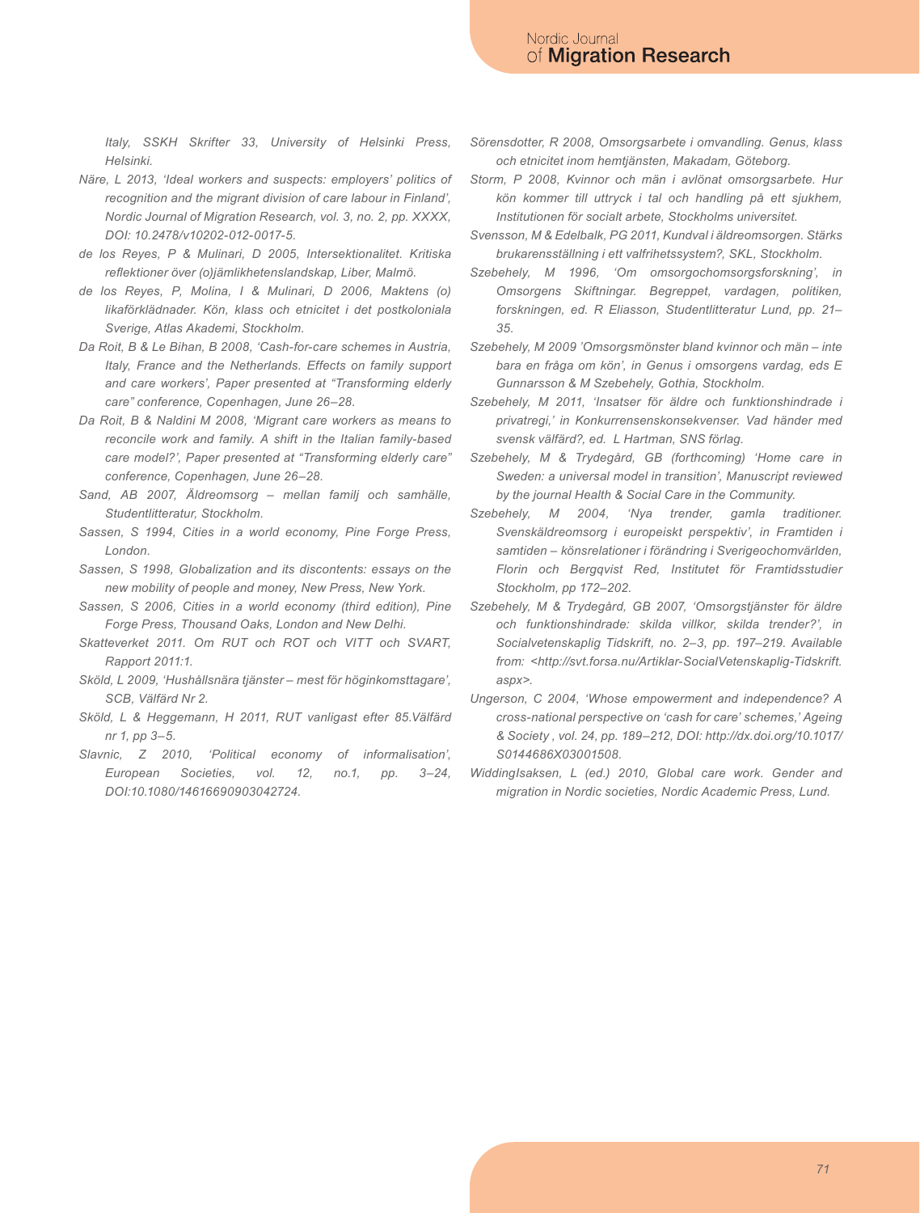*Italy, SSKH Skrifter 33, University of Helsinki Press, Helsinki.*

*Näre, L 2013, 'Ideal workers and suspects: employers' politics of recognition and the migrant division of care labour in Finland', Nordic Journal of Migration Research, vol. 3, no. 2, pp. XXXX, DOI: 10.2478/v10202-012-0017-5.*

*de los Reyes, P & Mulinari, D 2005, Intersektionalitet. Kritiska reflektioner över (o)jämlikhetenslandskap, Liber, Malmö.*

*de los Reyes, P, Molina, I & Mulinari, D 2006, Maktens (o) likaförklädnader. Kön, klass och etnicitet i det postkoloniala Sverige, Atlas Akademi, Stockholm.*

*Da Roit, B & Le Bihan, B 2008, 'Cash-for-care schemes in Austria, Italy, France and the Netherlands. Effects on family support and care workers', Paper presented at "Transforming elderly care" conference, Copenhagen, June 26–28.*

*Da Roit, B & Naldini M 2008, 'Migrant care workers as means to reconcile work and family. A shift in the Italian family-based care model?', Paper presented at "Transforming elderly care" conference, Copenhagen, June 26–28.*

*Sand, AB 2007, Äldreomsorg – mellan familj och samhälle, Studentlitteratur, Stockholm.*

*Sassen, S 1994, Cities in a world economy, Pine Forge Press, London.*

*Sassen, S 1998, Globalization and its discontents: essays on the new mobility of people and money, New Press, New York.*

*Sassen, S 2006, Cities in a world economy (third edition), Pine Forge Press, Thousand Oaks, London and New Delhi.*

*Skatteverket 2011. Om RUT och ROT och VITT och SVART, Rapport 2011:1.*

*Sköld, L 2009, 'Hushållsnära tjänster – mest för höginkomsttagare', SCB, Välfärd Nr 2.*

*Sköld, L & Heggemann, H 2011, RUT vanligast efter 85.Välfärd nr 1, pp 3–5.*

*Slavnic, Z 2010, 'Political economy of informalisation', European Societies, vol. 12, no.1, pp. 3–24, DOI:10.1080/14616690903042724.*

*Sörensdotter, R 2008, Omsorgsarbete i omvandling. Genus, klass och etnicitet inom hemtjänsten, Makadam, Göteborg.*

*Storm, P 2008, Kvinnor och män i avlönat omsorgsarbete. Hur kön kommer till uttryck i tal och handling på ett sjukhem, Institutionen för socialt arbete, Stockholms universitet.*

*Svensson, M & Edelbalk, PG 2011, Kundval i äldreomsorgen. Stärks brukarensställning i ett valfrihetssystem?, SKL, Stockholm.*

*Szebehely, M 1996, 'Om omsorgochomsorgsforskning', in Omsorgens Skiftningar. Begreppet, vardagen, politiken, forskningen, ed. R Eliasson, Studentlitteratur Lund, pp. 21–35.*

*Szebehely, M 2009 'Omsorgsmönster bland kvinnor och män – inte bara en fråga om kön', in Genus i omsorgens vardag, eds E Gunnarsson & M Szebehely, Gothia, Stockholm.*

*Szebehely, M 2011, 'Insatser för äldre och funktionshindrade i privatregi,' in Konkurrensenskonsekvenser. Vad händer med svensk välfärd?, ed. L Hartman, SNS förlag.*

*Szebehely, M & Trydegård, GB (forthcoming) 'Home care in Sweden: a universal model in transition', Manuscript reviewed by the journal Health & Social Care in the Community.*

*Szebehely, M 2004, 'Nya trender, gamla traditioner. Svenskäldreomsorg i europeiskt perspektiv', in Framtiden i samtiden – könsrelationer i förändring i Sverigeochomvärlden, Florin och Bergqvist Red, Institutet för Framtidsstudier Stockholm, pp 172–202.*

*Szebehely, M & Trydegård, GB 2007, 'Omsorgstjänster för äldre och funktionshindrade: skilda villkor, skilda trender?', in Socialvetenskaplig Tidskrift, no. 2–3, pp. 197–219. Available from: <http://svt.forsa.nu/Artiklar-SocialVetenskaplig-Tidskrift.aspx>.*

*Ungerson, C 2004, 'Whose empowerment and independence? A cross-national perspective on 'cash for care' schemes,' Ageing & Society , vol. 24, pp. 189–212, DOI: http://dx.doi.org/10.1017/S0144686X03001508.*

*WiddingIsaksen, L (ed.) 2010, Global care work. Gender and migration in Nordic societies, Nordic Academic Press, Lund.*